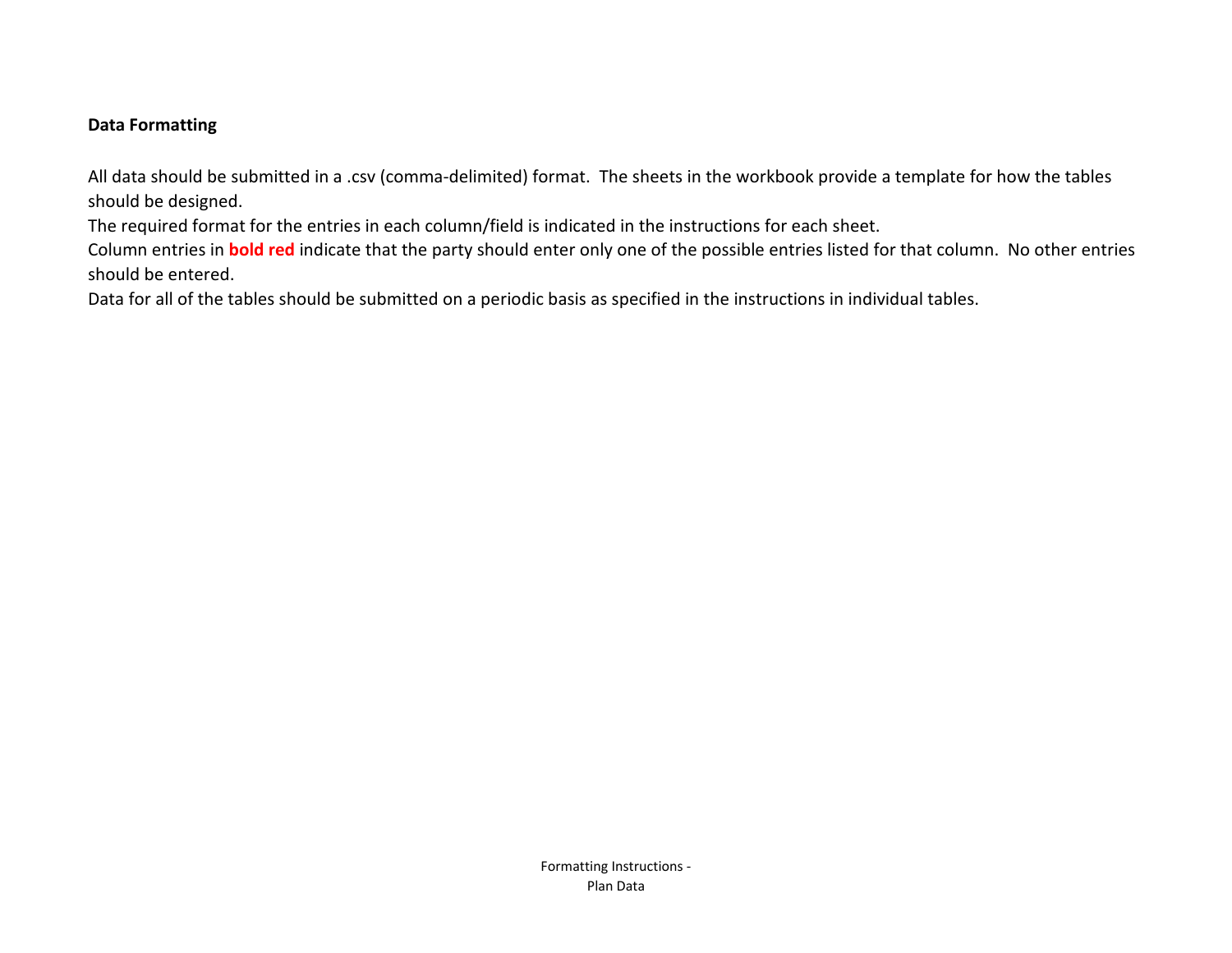**Data Formatting**

All data should be submitted in a .csv (comma-delimited) format. The sheets in the workbook provide a template for how the tables should be designed.

The required format for the entries in each column/field is indicated in the instructions for each sheet.

Column entries in **bold red** indicate that the party should enter only one of the possible entries listed for that column. No other entries should be entered.

Data for all of the tables should be submitted on a periodic basis as specified in the instructions in individual tables.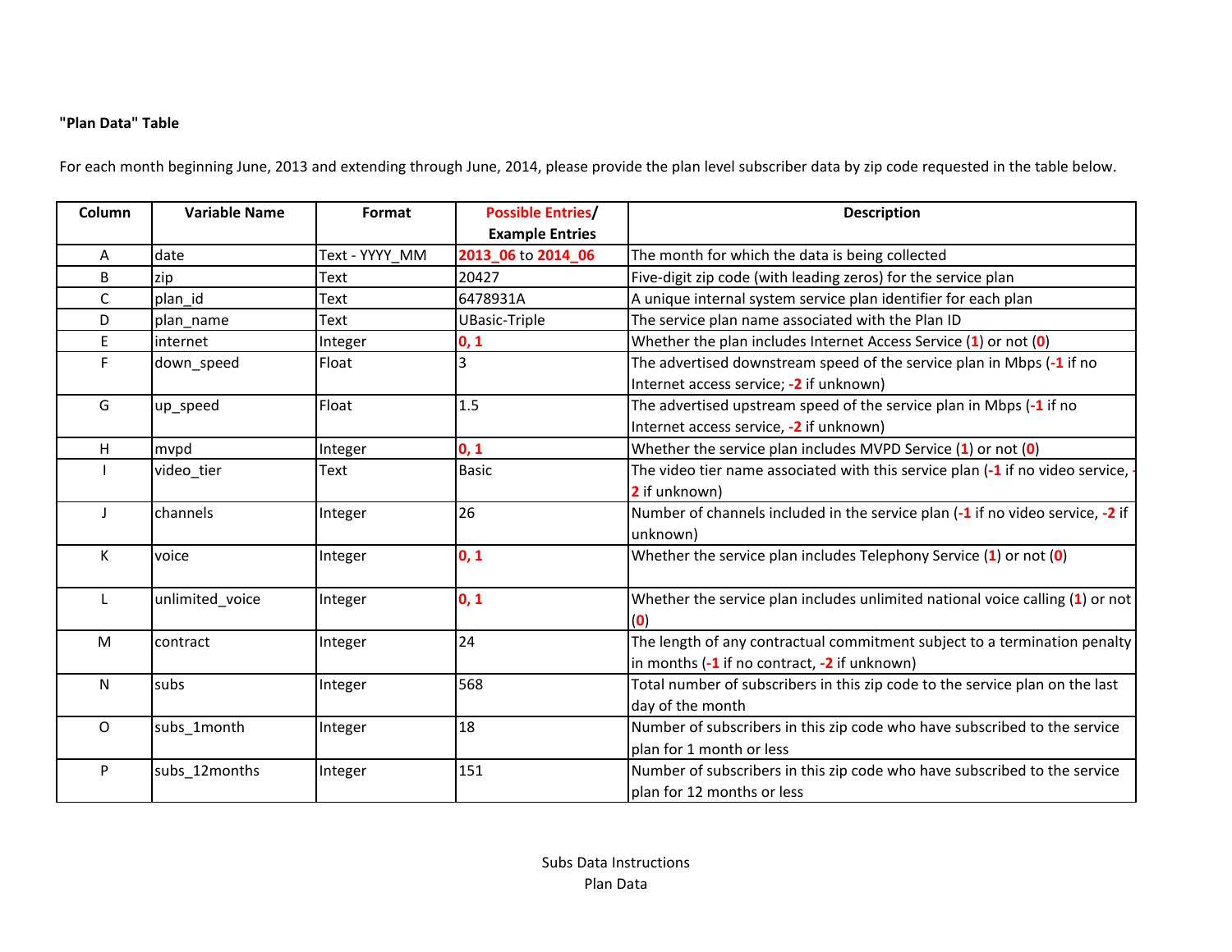**"Plan Data" Table**

For each month beginning June, 2013 and extending through June, 2014, please provide the plan level subscriber data by zip code requested in the table below.

| Column | Variable Name | Format | Possible Entries/ Example Entries | Description |
|---|---|---|---|---|
| A | date | Text - YYYY_MM | 2013_06 to 2014_06 | The month for which the data is being collected |
| B | zip | Text | 20427 | Five-digit zip code (with leading zeros) for the service plan |
| C | plan_id | Text | 6478931A | A unique internal system service plan identifier for each plan |
| D | plan_name | Text | UBasic-Triple | The service plan name associated with the Plan ID |
| E | internet | Integer | 0, 1 | Whether the plan includes Internet Access Service (1) or not (0) |
| F | down_speed | Float | 3 | The advertised downstream speed of the service plan in Mbps (-1 if no Internet access service; -2 if unknown) |
| G | up_speed | Float | 1.5 | The advertised upstream speed of the service plan in Mbps (-1 if no Internet access service, -2 if unknown) |
| H | mvpd | Integer | 0, 1 | Whether the service plan includes MVPD Service (1) or not (0) |
| I | video_tier | Text | Basic | The video tier name associated with this service plan (-1 if no video service, -2 if unknown) |
| J | channels | Integer | 26 | Number of channels included in the service plan (-1 if no video service, -2 if unknown) |
| K | voice | Integer | 0, 1 | Whether the service plan includes Telephony Service (1) or not (0) |
| L | unlimited_voice | Integer | 0, 1 | Whether the service plan includes unlimited national voice calling (1) or not (0) |
| M | contract | Integer | 24 | The length of any contractual commitment subject to a termination penalty in months (-1 if no contract, -2 if unknown) |
| N | subs | Integer | 568 | Total number of subscribers in this zip code to the service plan on the last day of the month |
| O | subs_1month | Integer | 18 | Number of subscribers in this zip code who have subscribed to the service plan for 1 month or less |
| P | subs_12months | Integer | 151 | Number of subscribers in this zip code who have subscribed to the service plan for 12 months or less |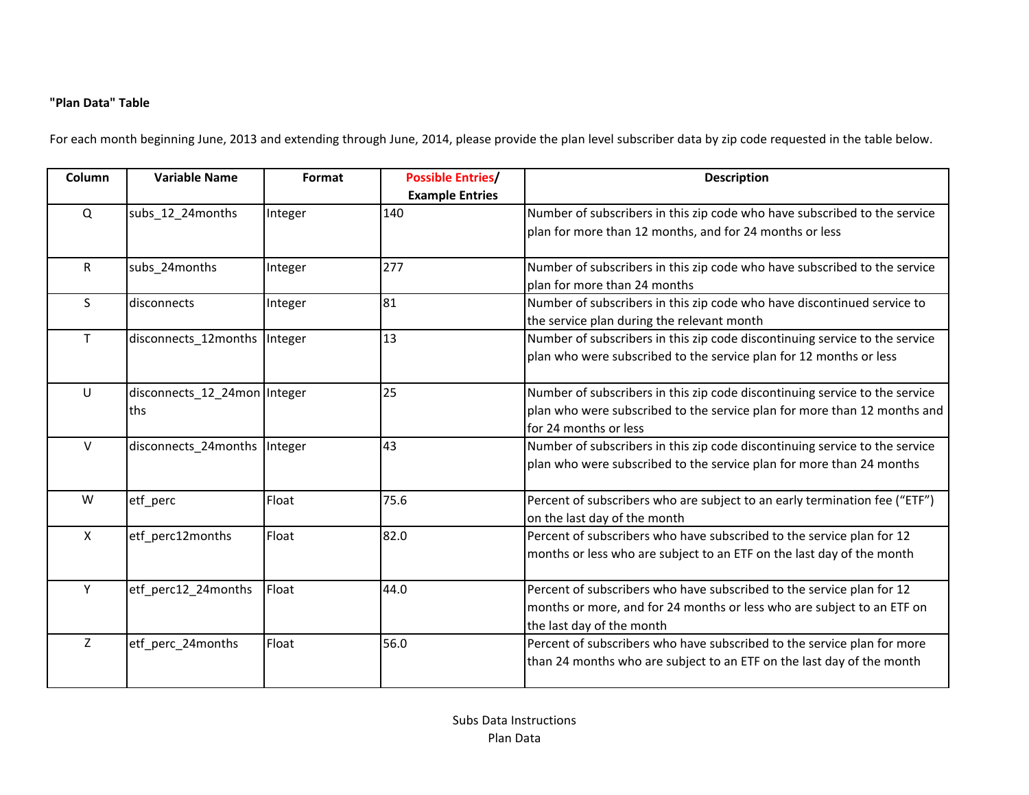**"Plan Data" Table**

For each month beginning June, 2013 and extending through June, 2014, please provide the plan level subscriber data by zip code requested in the table below.

| Column | Variable Name | Format | Possible Entries/ Example Entries | Description |
|---|---|---|---|---|
| Q | subs_12_24months | Integer | 140 | Number of subscribers in this zip code who have subscribed to the service plan for more than 12 months, and for 24 months or less |
| R | subs_24months | Integer | 277 | Number of subscribers in this zip code who have subscribed to the service plan for more than 24 months |
| S | disconnects | Integer | 81 | Number of subscribers in this zip code who have discontinued service to the service plan during the relevant month |
| T | disconnects_12months | Integer | 13 | Number of subscribers in this zip code discontinuing service to the service plan who were subscribed to the service plan for 12 months or less |
| U | disconnects_12_24months | Integer | 25 | Number of subscribers in this zip code discontinuing service to the service plan who were subscribed to the service plan for more than 12 months and for 24 months or less |
| V | disconnects_24months | Integer | 43 | Number of subscribers in this zip code discontinuing service to the service plan who were subscribed to the service plan for more than 24 months |
| W | etf_perc | Float | 75.6 | Percent of subscribers who are subject to an early termination fee ("ETF") on the last day of the month |
| X | etf_perc12months | Float | 82.0 | Percent of subscribers who have subscribed to the service plan for 12 months or less who are subject to an ETF on the last day of the month |
| Y | etf_perc12_24months | Float | 44.0 | Percent of subscribers who have subscribed to the service plan for 12 months or more, and for 24 months or less who are subject to an ETF on the last day of the month |
| Z | etf_perc_24months | Float | 56.0 | Percent of subscribers who have subscribed to the service plan for more than 24 months who are subject to an ETF on the last day of the month |

Subs Data Instructions
Plan Data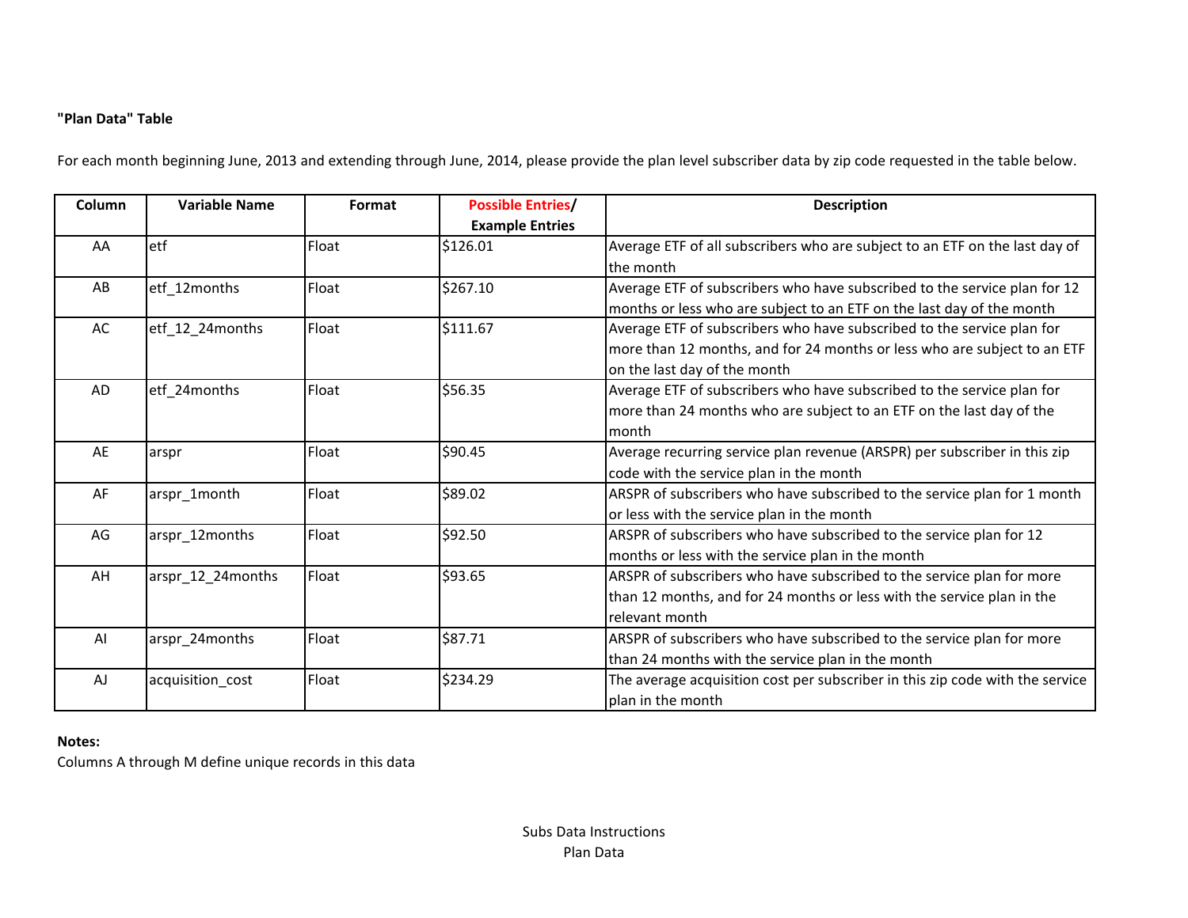**"Plan Data" Table**

For each month beginning June, 2013 and extending through June, 2014, please provide the plan level subscriber data by zip code requested in the table below.

| Column | Variable Name | Format | Possible Entries/ Example Entries | Description |
|---|---|---|---|---|
| AA | etf | Float | $126.01 | Average ETF of all subscribers who are subject to an ETF on the last day of the month |
| AB | etf_12months | Float | $267.10 | Average ETF of subscribers who have subscribed to the service plan for 12 months or less who are subject to an ETF on the last day of the month |
| AC | etf_12_24months | Float | $111.67 | Average ETF of subscribers who have subscribed to the service plan for more than 12 months, and for 24 months or less who are subject to an ETF on the last day of the month |
| AD | etf_24months | Float | $56.35 | Average ETF of subscribers who have subscribed to the service plan for more than 24 months who are subject to an ETF on the last day of the month |
| AE | arspr | Float | $90.45 | Average recurring service plan revenue (ARSPR) per subscriber in this zip code with the service plan in the month |
| AF | arspr_1month | Float | $89.02 | ARSPR of subscribers who have subscribed to the service plan for 1 month or less with the service plan in the month |
| AG | arspr_12months | Float | $92.50 | ARSPR of subscribers who have subscribed to the service plan for 12 months or less with the service plan in the month |
| AH | arspr_12_24months | Float | $93.65 | ARSPR of subscribers who have subscribed to the service plan for more than 12 months, and for 24 months or less with the service plan in the relevant month |
| AI | arspr_24months | Float | $87.71 | ARSPR of subscribers who have subscribed to the service plan for more than 24 months with the service plan in the month |
| AJ | acquisition_cost | Float | $234.29 | The average acquisition cost per subscriber in this zip code with the service plan in the month |

**Notes:**
Columns A through M define unique records in this data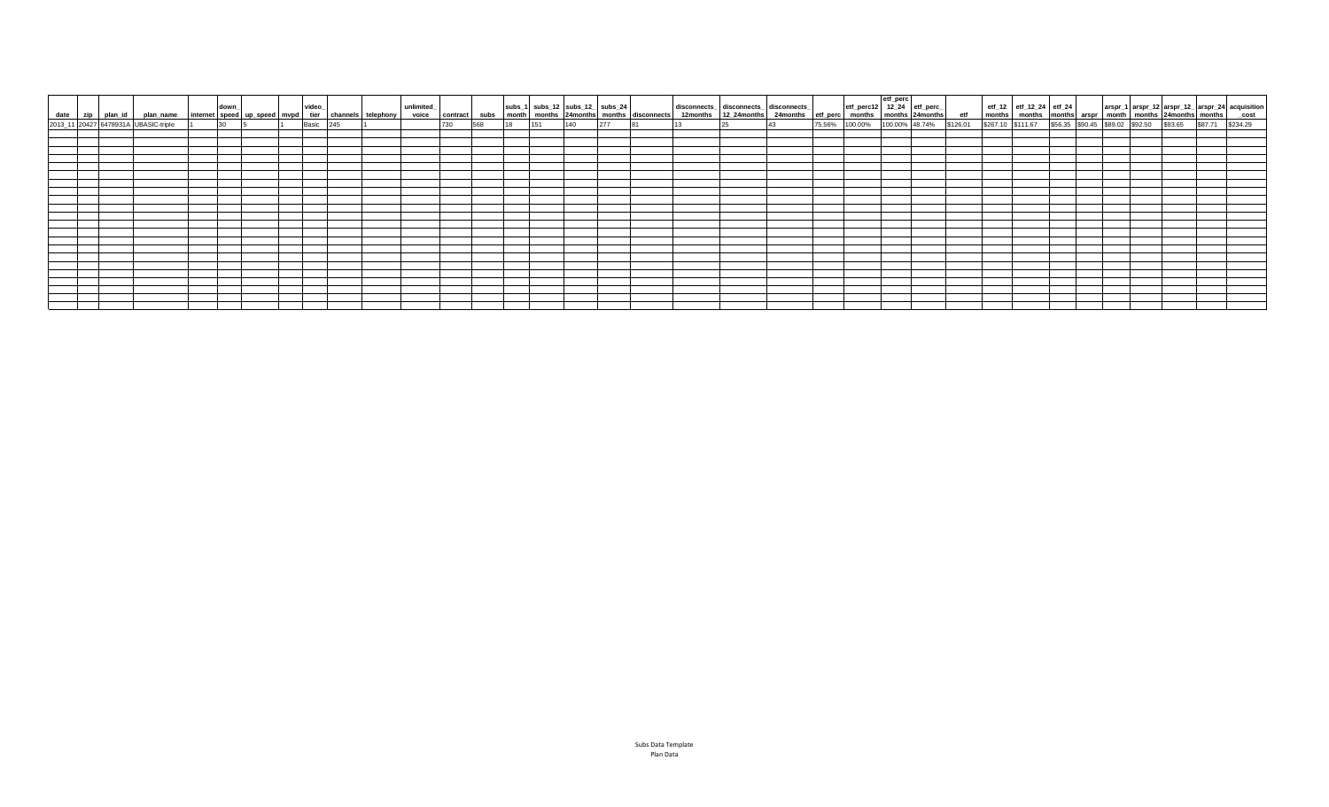| date | zip | plan_id | plan_name | internet | down_speed | up_speed | mvpd | video_tier | channels | telephony | unlimited_voice | contract | subs | subs_1month | subs_12months | subs_12_24months | subs_24months | disconnects | disconnects_12months | disconnects_12_24months | disconnects_24months | etf_perc | etf_perc12months | etf_perc12_24months | etf_perc_24months | etf | etf_12months | etf_12_24months | etf_24months | arspr | arspr_1month | arspr_12months | arspr_12_24months | arspr_24months | acquisition_cost |
|---|---|---|---|---|---|---|---|---|---|---|---|---|---|---|---|---|---|---|---|---|---|---|---|---|---|---|---|---|---|---|---|---|---|---|---|
| 2013_11 | 20427 | 6478931A | UBASIC-triple | 1 | 30 | 5 | | 1 | Basic | 245 | 1 | | 730 | 568 | 18 | 151 | 140 | 277 | 81 | 13 | 25 | 43 | 75.56% | 100.00% | 100.00% | 48.74% | $126.01 | $267.10 | $111.67 | $56.35 | $90.45 | $89.02 | $92.50 | $93.65 | $87.71 | $234.29 |
| | | | | | | | | | | | | | | | | | | | | | | | | | | | | | | | | | | | |
| | | | | | | | | | | | | | | | | | | | | | | | | | | | | | | | | | | | |
| | | | | | | | | | | | | | | | | | | | | | | | | | | | | | | | | | | | |
| | | | | | | | | | | | | | | | | | | | | | | | | | | | | | | | | | | | |
| | | | | | | | | | | | | | | | | | | | | | | | | | | | | | | | | | | | |
| | | | | | | | | | | | | | | | | | | | | | | | | | | | | | | | | | | | |
| | | | | | | | | | | | | | | | | | | | | | | | | | | | | | | | | | | | |
| | | | | | | | | | | | | | | | | | | | | | | | | | | | | | | | | | | | |
| | | | | | | | | | | | | | | | | | | | | | | | | | | | | | | | | | | | |
| | | | | | | | | | | | | | | | | | | | | | | | | | | | | | | | | | | | |

Subs Data Template

Plan Data